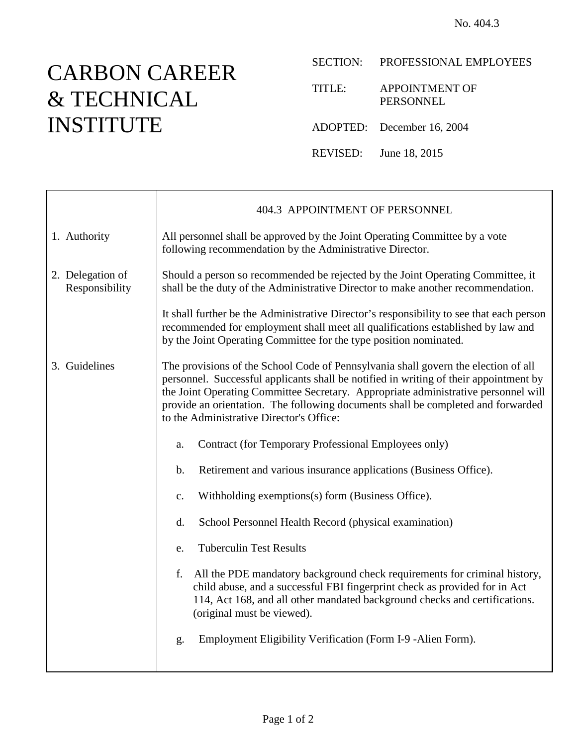No. 404.3

# CARBON CAREER & TECHNICAL INSTITUTE

SECTION: PROFESSIONAL EMPLOYEES

TITLE: APPOINTMENT OF PERSONNEL

ADOPTED: December 16, 2004

REVISED: June 18, 2015

## 404.3 APPOINTMENT OF PERSONNEL

### 1. Authority

All personnel shall be approved by the Joint Operating Committee by a vote following recommendation by the Administrative Director.

### 2. Delegation of Responsibility

Should a person so recommended be rejected by the Joint Operating Committee, it shall be the duty of the Administrative Director to make another recommendation.

It shall further be the Administrative Director's responsibility to see that each person recommended for employment shall meet all qualifications established by law and by the Joint Operating Committee for the type position nominated.

### 3. Guidelines

The provisions of the School Code of Pennsylvania shall govern the election of all personnel. Successful applicants shall be notified in writing of their appointment by the Joint Operating Committee Secretary. Appropriate administrative personnel will provide an orientation. The following documents shall be completed and forwarded to the Administrative Director's Office:

a. Contract (for Temporary Professional Employees only)

b. Retirement and various insurance applications (Business Office).

c. Withholding exemptions(s) form (Business Office).

d. School Personnel Health Record (physical examination)

e. Tuberculin Test Results

f. All the PDE mandatory background check requirements for criminal history, child abuse, and a successful FBI fingerprint check as provided for in Act 114, Act 168, and all other mandated background checks and certifications. (original must be viewed).

g. Employment Eligibility Verification (Form I-9 -Alien Form).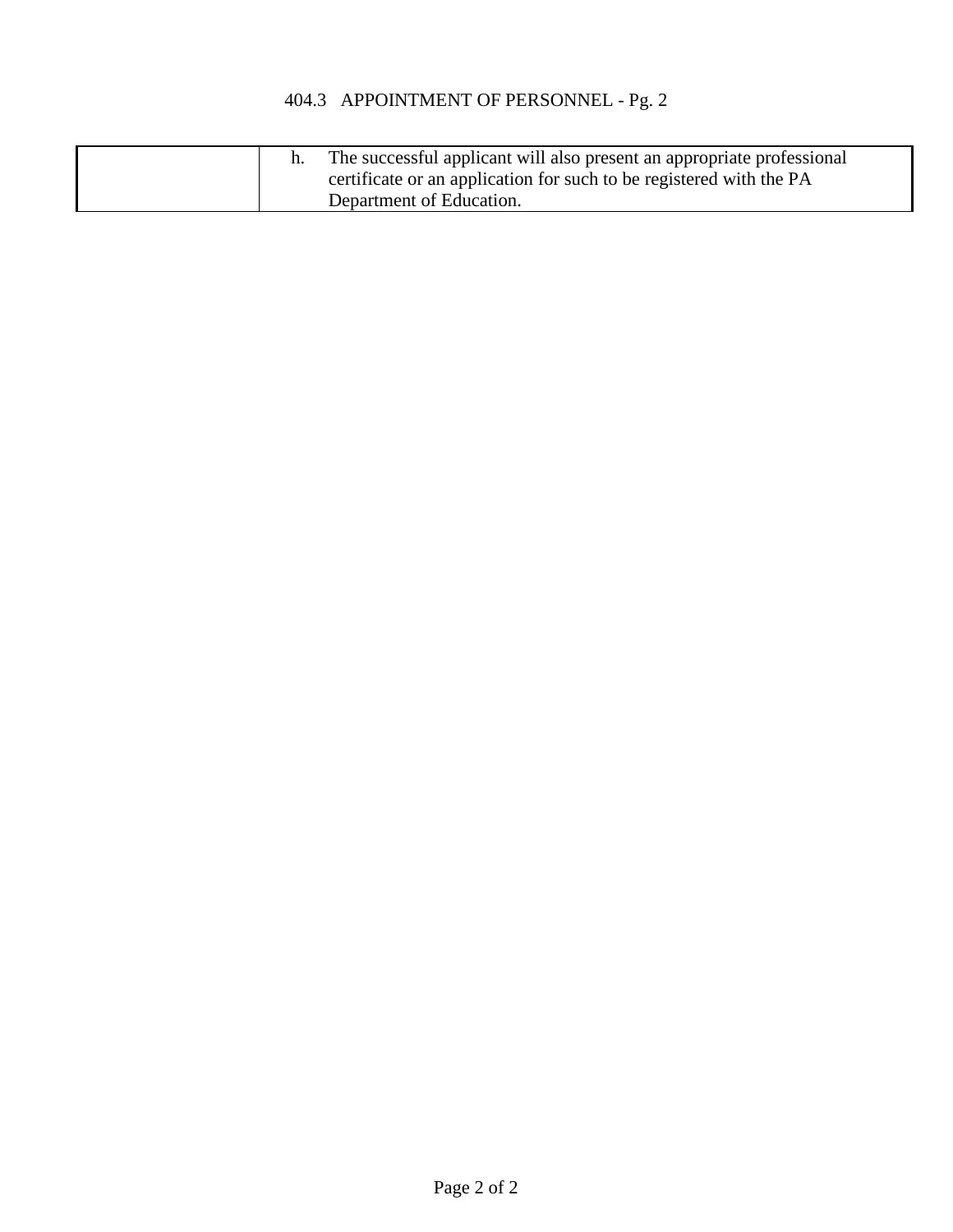| | |
|---|---|
| | h. The successful applicant will also present an appropriate professional certificate or an application for such to be registered with the PA Department of Education. |